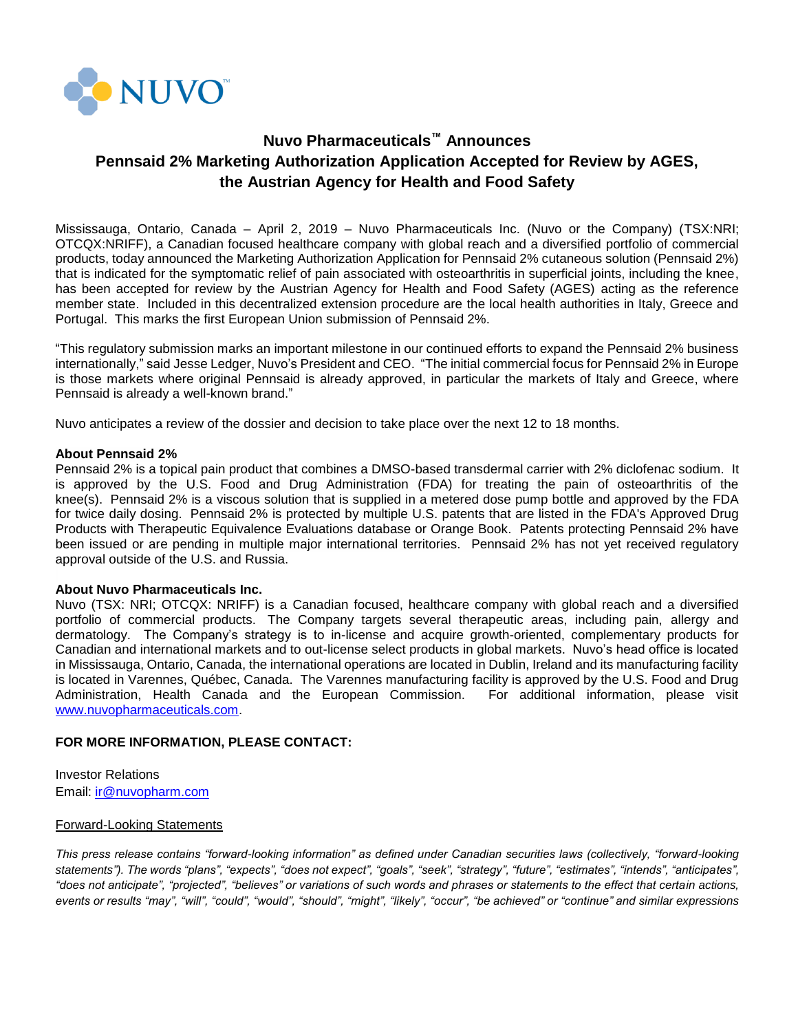NUVO™

# Nuvo Pharmaceuticals™ Announces Pennsaid 2% Marketing Authorization Application Accepted for Review by AGES, the Austrian Agency for Health and Food Safety

Mississauga, Ontario, Canada – April 2, 2019 – Nuvo Pharmaceuticals Inc. (Nuvo or the Company) (TSX:NRI; OTCQX:NRIFF), a Canadian focused healthcare company with global reach and a diversified portfolio of commercial products, today announced the Marketing Authorization Application for Pennsaid 2% cutaneous solution (Pennsaid 2%) that is indicated for the symptomatic relief of pain associated with osteoarthritis in superficial joints, including the knee, has been accepted for review by the Austrian Agency for Health and Food Safety (AGES) acting as the reference member state. Included in this decentralized extension procedure are the local health authorities in Italy, Greece and Portugal. This marks the first European Union submission of Pennsaid 2%.

"This regulatory submission marks an important milestone in our continued efforts to expand the Pennsaid 2% business internationally," said Jesse Ledger, Nuvo's President and CEO. "The initial commercial focus for Pennsaid 2% in Europe is those markets where original Pennsaid is already approved, in particular the markets of Italy and Greece, where Pennsaid is already a well-known brand."

Nuvo anticipates a review of the dossier and decision to take place over the next 12 to 18 months.

**About Pennsaid 2%**

Pennsaid 2% is a topical pain product that combines a DMSO-based transdermal carrier with 2% diclofenac sodium. It is approved by the U.S. Food and Drug Administration (FDA) for treating the pain of osteoarthritis of the knee(s). Pennsaid 2% is a viscous solution that is supplied in a metered dose pump bottle and approved by the FDA for twice daily dosing. Pennsaid 2% is protected by multiple U.S. patents that are listed in the FDA's Approved Drug Products with Therapeutic Equivalence Evaluations database or Orange Book. Patents protecting Pennsaid 2% have been issued or are pending in multiple major international territories. Pennsaid 2% has not yet received regulatory approval outside of the U.S. and Russia.

**About Nuvo Pharmaceuticals Inc.**

Nuvo (TSX: NRI; OTCQX: NRIFF) is a Canadian focused, healthcare company with global reach and a diversified portfolio of commercial products. The Company targets several therapeutic areas, including pain, allergy and dermatology. The Company's strategy is to in-license and acquire growth-oriented, complementary products for Canadian and international markets and to out-license select products in global markets. Nuvo's head office is located in Mississauga, Ontario, Canada, the international operations are located in Dublin, Ireland and its manufacturing facility is located in Varennes, Québec, Canada. The Varennes manufacturing facility is approved by the U.S. Food and Drug Administration, Health Canada and the European Commission. For additional information, please visit www.nuvopharmaceuticals.com.

**FOR MORE INFORMATION, PLEASE CONTACT:**

Investor Relations
Email: ir@nuvopharm.com

Forward-Looking Statements

*This press release contains "forward-looking information" as defined under Canadian securities laws (collectively, "forward-looking statements"). The words "plans", "expects", "does not expect", "goals", "seek", "strategy", "future", "estimates", "intends", "anticipates", "does not anticipate", "projected", "believes" or variations of such words and phrases or statements to the effect that certain actions, events or results "may", "will", "could", "would", "should", "might", "likely", "occur", "be achieved" or "continue" and similar expressions*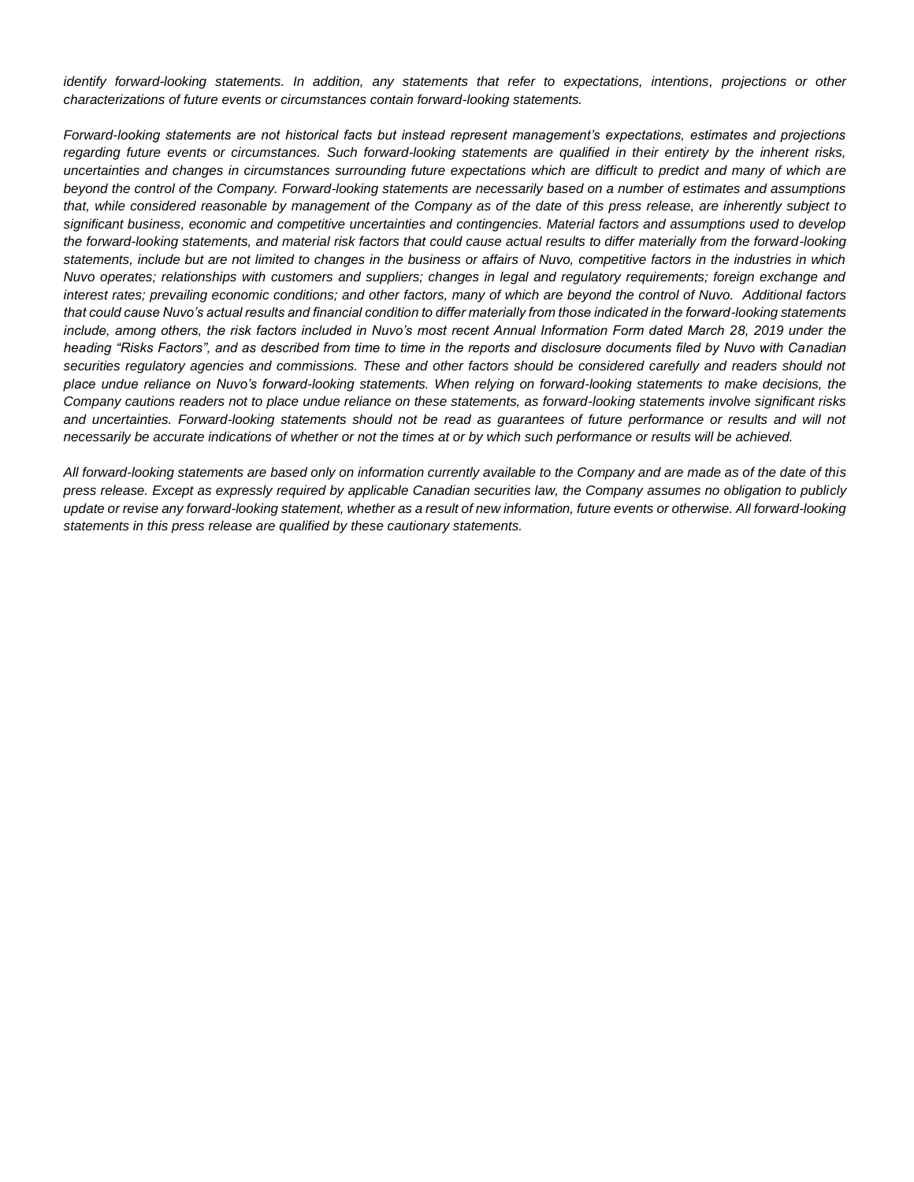*identify forward-looking statements. In addition, any statements that refer to expectations, intentions, projections or other characterizations of future events or circumstances contain forward-looking statements.*

*Forward-looking statements are not historical facts but instead represent management's expectations, estimates and projections regarding future events or circumstances. Such forward-looking statements are qualified in their entirety by the inherent risks, uncertainties and changes in circumstances surrounding future expectations which are difficult to predict and many of which are beyond the control of the Company. Forward-looking statements are necessarily based on a number of estimates and assumptions that, while considered reasonable by management of the Company as of the date of this press release, are inherently subject to significant business, economic and competitive uncertainties and contingencies. Material factors and assumptions used to develop the forward-looking statements, and material risk factors that could cause actual results to differ materially from the forward-looking statements, include but are not limited to changes in the business or affairs of Nuvo, competitive factors in the industries in which Nuvo operates; relationships with customers and suppliers; changes in legal and regulatory requirements; foreign exchange and interest rates; prevailing economic conditions; and other factors, many of which are beyond the control of Nuvo. Additional factors that could cause Nuvo's actual results and financial condition to differ materially from those indicated in the forward-looking statements include, among others, the risk factors included in Nuvo's most recent Annual Information Form dated March 28, 2019 under the heading "Risks Factors", and as described from time to time in the reports and disclosure documents filed by Nuvo with Canadian securities regulatory agencies and commissions. These and other factors should be considered carefully and readers should not place undue reliance on Nuvo's forward-looking statements. When relying on forward-looking statements to make decisions, the Company cautions readers not to place undue reliance on these statements, as forward-looking statements involve significant risks and uncertainties. Forward-looking statements should not be read as guarantees of future performance or results and will not necessarily be accurate indications of whether or not the times at or by which such performance or results will be achieved.*

*All forward-looking statements are based only on information currently available to the Company and are made as of the date of this press release. Except as expressly required by applicable Canadian securities law, the Company assumes no obligation to publicly update or revise any forward-looking statement, whether as a result of new information, future events or otherwise. All forward-looking statements in this press release are qualified by these cautionary statements.*